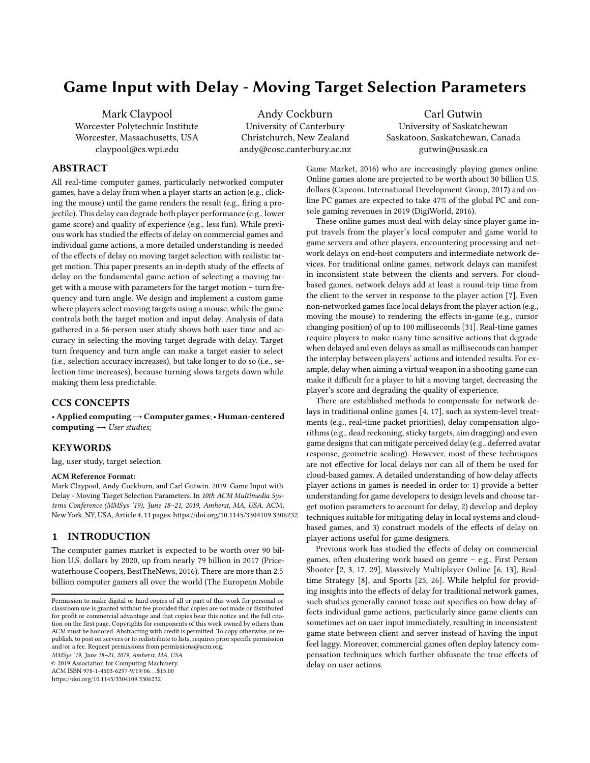# Game Input with Delay - Moving Target Selection Parameters

Mark Claypool
Worcester Polytechnic Institute
Worcester, Massachusetts, USA
claypool@cs.wpi.edu

Andy Cockburn
University of Canterbury
Christchurch, New Zealand
andy@cosc.canterbury.ac.nz

Carl Gutwin
University of Saskatchewan
Saskatoon, Saskatchewan, Canada
gutwin@usask.ca

## ABSTRACT

All real-time computer games, particularly networked computer games, have a delay from when a player starts an action (e.g., clicking the mouse) until the game renders the result (e.g., firing a projectile). This delay can degrade both player performance (e.g., lower game score) and quality of experience (e.g., less fun). While previous work has studied the effects of delay on commercial games and individual game actions, a more detailed understanding is needed of the effects of delay on moving target selection with realistic target motion. This paper presents an in-depth study of the effects of delay on the fundamental game action of selecting a moving target with a mouse with parameters for the target motion – turn frequency and turn angle. We design and implement a custom game where players select moving targets using a mouse, while the game controls both the target motion and input delay. Analysis of data gathered in a 56-person user study shows both user time and accuracy in selecting the moving target degrade with delay. Target turn frequency and turn angle can make a target easier to select (i.e., selection accuracy increases), but take longer to do so (i.e., selection time increases), because turning slows targets down while making them less predictable.

## CCS CONCEPTS

• **Applied computing → Computer games**; • **Human-centered computing →** *User studies*;

## KEYWORDS

lag, user study, target selection

**ACM Reference Format:**
Mark Claypool, Andy Cockburn, and Carl Gutwin. 2019. Game Input with Delay - Moving Target Selection Parameters. In *10th ACM Multimedia Systems Conference (MMSys '19), June 18–21, 2019, Amherst, MA, USA.* ACM, New York, NY, USA, Article 4, 11 pages. https://doi.org/10.1145/3304109.3306232

## 1 INTRODUCTION

The computer games market is expected to be worth over 90 billion U.S. dollars by 2020, up from nearly 79 billion in 2017 (Pricewaterhouse Coopers, BestTheNews, 2016). There are more than 2.5 billion computer gamers all over the world (The European Mobile Game Market, 2016) who are increasingly playing games online. Online games alone are projected to be worth about 30 billion U.S. dollars (Capcom, International Development Group, 2017) and online PC games are expected to take 47% of the global PC and console gaming revenues in 2019 (DigiWorld, 2016).

These online games must deal with delay since player game input travels from the player's local computer and game world to game servers and other players, encountering processing and network delays on end-host computers and intermediate network devices. For traditional online games, network delays can manifest in inconsistent state between the clients and servers. For cloud-based games, network delays add at least a round-trip time from the client to the server in response to the player action [7]. Even non-networked games face local delays from the player action (e.g., moving the mouse) to rendering the effects in-game (e.g., cursor changing position) of up to 100 milliseconds [31]. Real-time games require players to make many time-sensitive actions that degrade when delayed and even delays as small as milliseconds can hamper the interplay between players' actions and intended results. For example, delay when aiming a virtual weapon in a shooting game can make it difficult for a player to hit a moving target, decreasing the player's score and degrading the quality of experience.

There are established methods to compensate for network delays in traditional online games [4, 17], such as system-level treatments (e.g., real-time packet priorities), delay compensation algorithms (e.g., dead reckoning, sticky targets, aim dragging) and even game designs that can mitigate perceived delay (e.g., deferred avatar response, geometric scaling). However, most of these techniques are not effective for local delays nor can all of them be used for cloud-based games. A detailed understanding of how delay affects player actions in games is needed in order to: 1) provide a better understanding for game developers to design levels and choose target motion parameters to account for delay, 2) develop and deploy techniques suitable for mitigating delay in local systems and cloud-based games, and 3) construct models of the effects of delay on player actions useful for game designers.

Previous work has studied the effects of delay on commercial games, often clustering work based on genre – e.g., First Person Shooter [2, 3, 17, 29], Massively Multiplayer Online [6, 13], Real-time Strategy [8], and Sports [25, 26]. While helpful for providing insights into the effects of delay for traditional network games, such studies generally cannot tease out specifics on how delay affects individual game actions, particularly since game clients can sometimes act on user input immediately, resulting in inconsistent game state between client and server instead of having the input feel laggy. Moreover, commercial games often deploy latency compensation techniques which further obfuscate the true effects of delay on user actions.

Permission to make digital or hard copies of all or part of this work for personal or classroom use is granted without fee provided that copies are not made or distributed for profit or commercial advantage and that copies bear this notice and the full citation on the first page. Copyrights for components of this work owned by others than ACM must be honored. Abstracting with credit is permitted. To copy otherwise, or republish, to post on servers or to redistribute to lists, requires prior specific permission and/or a fee. Request permissions from permissions@acm.org.
*MMSys '19, June 18–21, 2019, Amherst, MA, USA*
© 2019 Association for Computing Machinery.
ACM ISBN 978-1-4503-6297-9/19/06…$15.00
https://doi.org/10.1145/3304109.3306232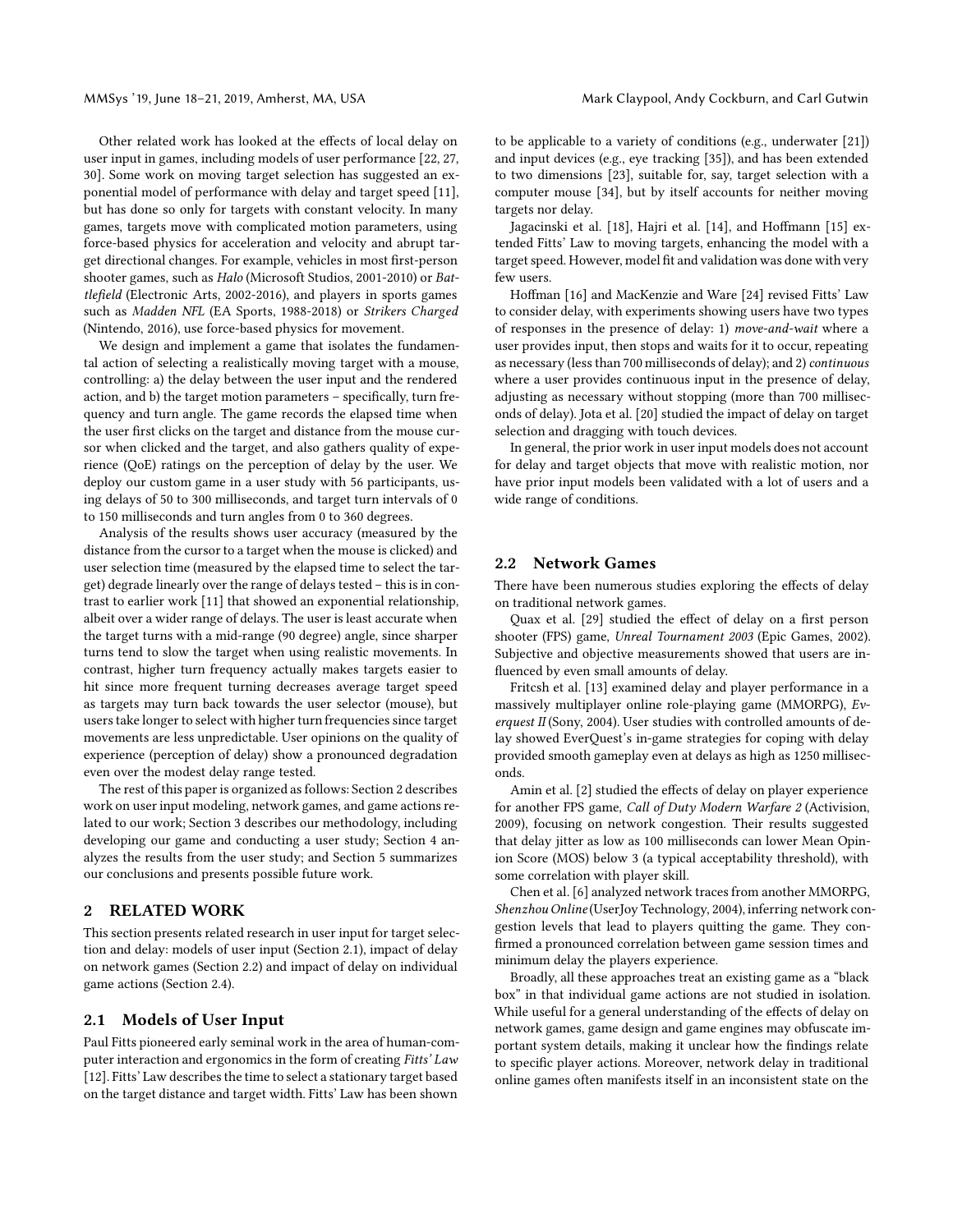Other related work has looked at the effects of local delay on user input in games, including models of user performance [22, 27, 30]. Some work on moving target selection has suggested an exponential model of performance with delay and target speed [11], but has done so only for targets with constant velocity. In many games, targets move with complicated motion parameters, using force-based physics for acceleration and velocity and abrupt target directional changes. For example, vehicles in most first-person shooter games, such as *Halo* (Microsoft Studios, 2001-2010) or *Battlefield* (Electronic Arts, 2002-2016), and players in sports games such as *Madden NFL* (EA Sports, 1988-2018) or *Strikers Charged* (Nintendo, 2016), use force-based physics for movement.

We design and implement a game that isolates the fundamental action of selecting a realistically moving target with a mouse, controlling: a) the delay between the user input and the rendered action, and b) the target motion parameters – specifically, turn frequency and turn angle. The game records the elapsed time when the user first clicks on the target and distance from the mouse cursor when clicked and the target, and also gathers quality of experience (QoE) ratings on the perception of delay by the user. We deploy our custom game in a user study with 56 participants, using delays of 50 to 300 milliseconds, and target turn intervals of 0 to 150 milliseconds and turn angles from 0 to 360 degrees.

Analysis of the results shows user accuracy (measured by the distance from the cursor to a target when the mouse is clicked) and user selection time (measured by the elapsed time to select the target) degrade linearly over the range of delays tested – this is in contrast to earlier work [11] that showed an exponential relationship, albeit over a wider range of delays. The user is least accurate when the target turns with a mid-range (90 degree) angle, since sharper turns tend to slow the target when using realistic movements. In contrast, higher turn frequency actually makes targets easier to hit since more frequent turning decreases average target speed as targets may turn back towards the user selector (mouse), but users take longer to select with higher turn frequencies since target movements are less unpredictable. User opinions on the quality of experience (perception of delay) show a pronounced degradation even over the modest delay range tested.

The rest of this paper is organized as follows: Section 2 describes work on user input modeling, network games, and game actions related to our work; Section 3 describes our methodology, including developing our game and conducting a user study; Section 4 analyzes the results from the user study; and Section 5 summarizes our conclusions and presents possible future work.

## 2 RELATED WORK

This section presents related research in user input for target selection and delay: models of user input (Section 2.1), impact of delay on network games (Section 2.2) and impact of delay on individual game actions (Section 2.4).

### 2.1 Models of User Input

Paul Fitts pioneered early seminal work in the area of human-computer interaction and ergonomics in the form of creating *Fitts' Law* [12]. Fitts' Law describes the time to select a stationary target based on the target distance and target width. Fitts' Law has been shown to be applicable to a variety of conditions (e.g., underwater [21]) and input devices (e.g., eye tracking [35]), and has been extended to two dimensions [23], suitable for, say, target selection with a computer mouse [34], but by itself accounts for neither moving targets nor delay.

Jagacinski et al. [18], Hajri et al. [14], and Hoffmann [15] extended Fitts' Law to moving targets, enhancing the model with a target speed. However, model fit and validation was done with very few users.

Hoffman [16] and MacKenzie and Ware [24] revised Fitts' Law to consider delay, with experiments showing users have two types of responses in the presence of delay: 1) *move-and-wait* where a user provides input, then stops and waits for it to occur, repeating as necessary (less than 700 milliseconds of delay); and 2) *continuous* where a user provides continuous input in the presence of delay, adjusting as necessary without stopping (more than 700 milliseconds of delay). Jota et al. [20] studied the impact of delay on target selection and dragging with touch devices.

In general, the prior work in user input models does not account for delay and target objects that move with realistic motion, nor have prior input models been validated with a lot of users and a wide range of conditions.

### 2.2 Network Games

There have been numerous studies exploring the effects of delay on traditional network games.

Quax et al. [29] studied the effect of delay on a first person shooter (FPS) game, *Unreal Tournament 2003* (Epic Games, 2002). Subjective and objective measurements showed that users are influenced by even small amounts of delay.

Fritcsh et al. [13] examined delay and player performance in a massively multiplayer online role-playing game (MMORPG), *Everquest II* (Sony, 2004). User studies with controlled amounts of delay showed EverQuest's in-game strategies for coping with delay provided smooth gameplay even at delays as high as 1250 milliseconds.

Amin et al. [2] studied the effects of delay on player experience for another FPS game, *Call of Duty Modern Warfare 2* (Activision, 2009), focusing on network congestion. Their results suggested that delay jitter as low as 100 milliseconds can lower Mean Opinion Score (MOS) below 3 (a typical acceptability threshold), with some correlation with player skill.

Chen et al. [6] analyzed network traces from another MMORPG, *Shenzhou Online* (UserJoy Technology, 2004), inferring network congestion levels that lead to players quitting the game. They confirmed a pronounced correlation between game session times and minimum delay the players experience.

Broadly, all these approaches treat an existing game as a "black box" in that individual game actions are not studied in isolation. While useful for a general understanding of the effects of delay on network games, game design and game engines may obfuscate important system details, making it unclear how the findings relate to specific player actions. Moreover, network delay in traditional online games often manifests itself in an inconsistent state on the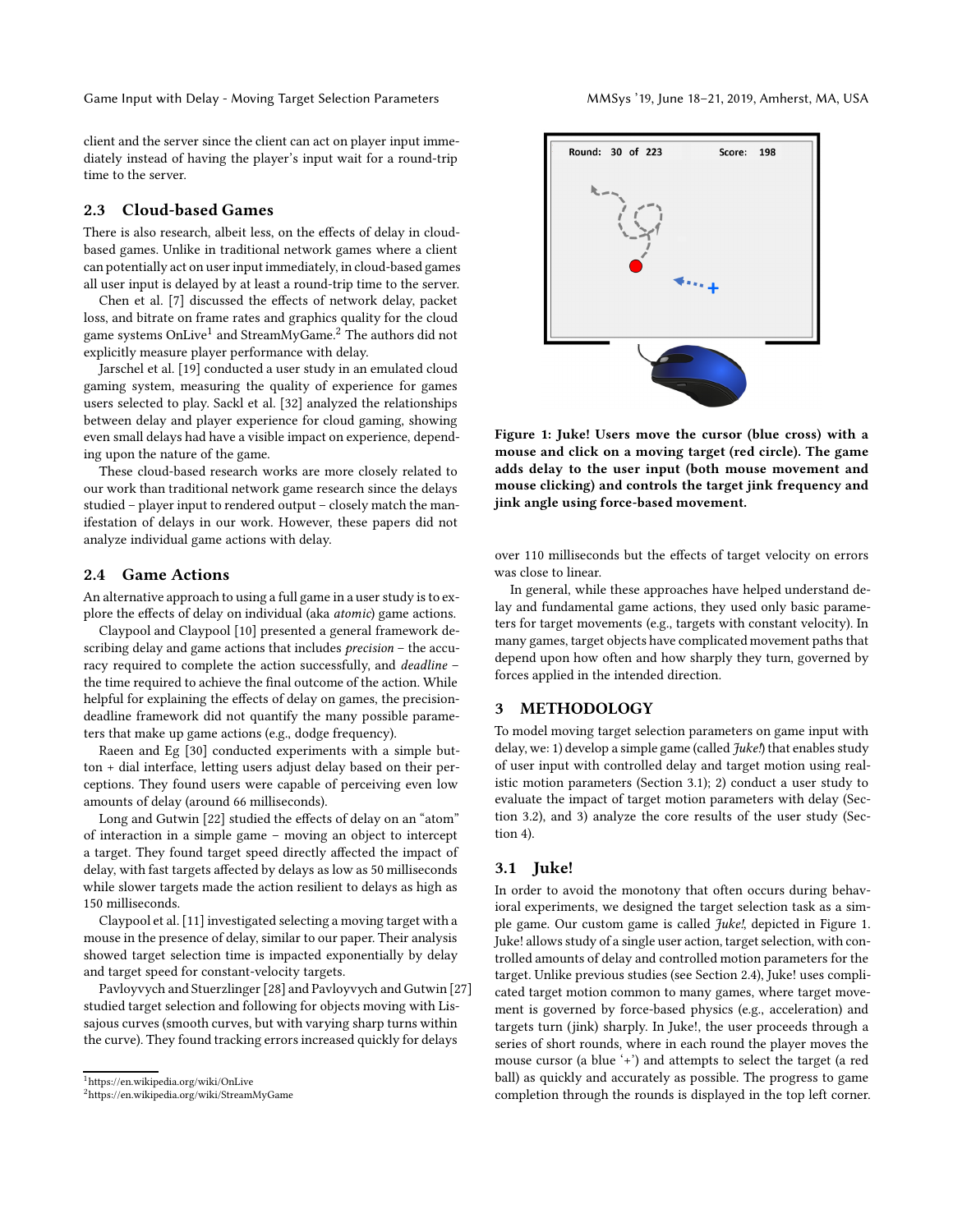client and the server since the client can act on player input immediately instead of having the player's input wait for a round-trip time to the server.

## 2.3 Cloud-based Games

There is also research, albeit less, on the effects of delay in cloud-based games. Unlike in traditional network games where a client can potentially act on user input immediately, in cloud-based games all user input is delayed by at least a round-trip time to the server.

Chen et al. [7] discussed the effects of network delay, packet loss, and bitrate on frame rates and graphics quality for the cloud game systems OnLive[1] and StreamMyGame.[2] The authors did not explicitly measure player performance with delay.

Jarschel et al. [19] conducted a user study in an emulated cloud gaming system, measuring the quality of experience for games users selected to play. Sackl et al. [32] analyzed the relationships between delay and player experience for cloud gaming, showing even small delays had have a visible impact on experience, depending upon the nature of the game.

These cloud-based research works are more closely related to our work than traditional network game research since the delays studied – player input to rendered output – closely match the manifestation of delays in our work. However, these papers did not analyze individual game actions with delay.

## 2.4 Game Actions

An alternative approach to using a full game in a user study is to explore the effects of delay on individual (aka *atomic*) game actions.

Claypool and Claypool [10] presented a general framework describing delay and game actions that includes *precision* – the accuracy required to complete the action successfully, and *deadline* – the time required to achieve the final outcome of the action. While helpful for explaining the effects of delay on games, the precision-deadline framework did not quantify the many possible parameters that make up game actions (e.g., dodge frequency).

Raeen and Eg [30] conducted experiments with a simple button + dial interface, letting users adjust delay based on their perceptions. They found users were capable of perceiving even low amounts of delay (around 66 milliseconds).

Long and Gutwin [22] studied the effects of delay on an "atom" of interaction in a simple game – moving an object to intercept a target. They found target speed directly affected the impact of delay, with fast targets affected by delays as low as 50 milliseconds while slower targets made the action resilient to delays as high as 150 milliseconds.

Claypool et al. [11] investigated selecting a moving target with a mouse in the presence of delay, similar to our paper. Their analysis showed target selection time is impacted exponentially by delay and target speed for constant-velocity targets.

Pavloyvych and Stuerzlinger [28] and Pavloyvych and Gutwin [27] studied target selection and following for objects moving with Lissajous curves (smooth curves, but with varying sharp turns within the curve). They found tracking errors increased quickly for delays over 110 milliseconds but the effects of target velocity on errors was close to linear.

In general, while these approaches have helped understand delay and fundamental game actions, they used only basic parameters for target movements (e.g., targets with constant velocity). In many games, target objects have complicated movement paths that depend upon how often and how sharply they turn, governed by forces applied in the intended direction.

[1] https://en.wikipedia.org/wiki/OnLive

[2] https://en.wikipedia.org/wiki/StreamMyGame

**Figure 1: Juke! Users move the cursor (blue cross) with a mouse and click on a moving target (red circle). The game adds delay to the user input (both mouse movement and mouse clicking) and controls the target jink frequency and jink angle using force-based movement.**

# 3 METHODOLOGY

To model moving target selection parameters on game input with delay, we: 1) develop a simple game (called *Juke!*) that enables study of user input with controlled delay and target motion using realistic motion parameters (Section 3.1); 2) conduct a user study to evaluate the impact of target motion parameters with delay (Section 3.2), and 3) analyze the core results of the user study (Section 4).

## 3.1 Juke!

In order to avoid the monotony that often occurs during behavioral experiments, we designed the target selection task as a simple game. Our custom game is called *Juke!*, depicted in Figure 1. Juke! allows study of a single user action, target selection, with controlled amounts of delay and controlled motion parameters for the target. Unlike previous studies (see Section 2.4), Juke! uses complicated target motion common to many games, where target movement is governed by force-based physics (e.g., acceleration) and targets turn (jink) sharply. In Juke!, the user proceeds through a series of short rounds, where in each round the player moves the mouse cursor (a blue '+') and attempts to select the target (a red ball) as quickly and accurately as possible. The progress to game completion through the rounds is displayed in the top left corner.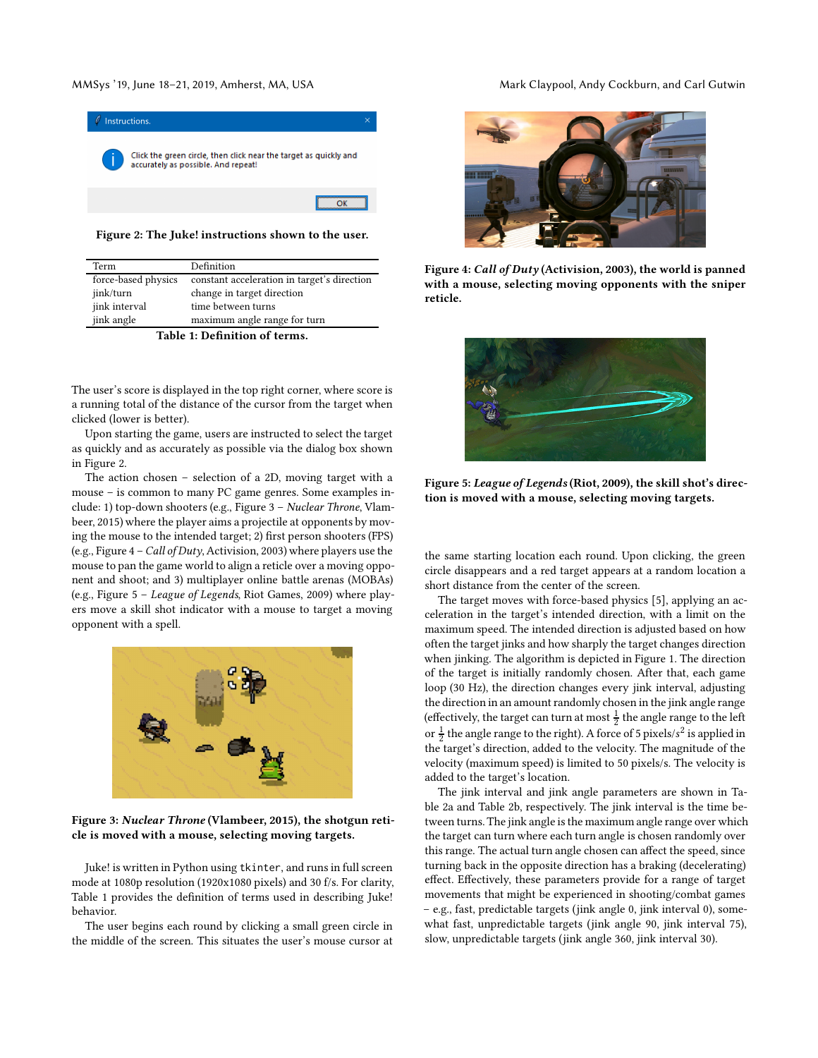Figure 2: The Juke! instructions shown to the user.

| Term | Definition |
| --- | --- |
| force-based physics | constant acceleration in target's direction |
| jink/turn | change in target direction |
| jink interval | time between turns |
| jink angle | maximum angle range for turn |

Table 1: Definition of terms.

The user's score is displayed in the top right corner, where score is a running total of the distance of the cursor from the target when clicked (lower is better).

Upon starting the game, users are instructed to select the target as quickly and as accurately as possible via the dialog box shown in Figure 2.

The action chosen – selection of a 2D, moving target with a mouse – is common to many PC game genres. Some examples include: 1) top-down shooters (e.g., Figure 3 – *Nuclear Throne*, Vlambeer, 2015) where the player aims a projectile at opponents by moving the mouse to the intended target; 2) first person shooters (FPS) (e.g., Figure 4 – *Call of Duty*, Activision, 2003) where players use the mouse to pan the game world to align a reticle over a moving opponent and shoot; and 3) multiplayer online battle arenas (MOBAs) (e.g., Figure 5 – *League of Legends*, Riot Games, 2009) where players move a skill shot indicator with a mouse to target a moving opponent with a spell.

Figure 3: *Nuclear Throne* (Vlambeer, 2015), the shotgun reticle is moved with a mouse, selecting moving targets.

Juke! is written in Python using `tkinter`, and runs in full screen mode at 1080p resolution (1920x1080 pixels) and 30 f/s. For clarity, Table 1 provides the definition of terms used in describing Juke! behavior.

The user begins each round by clicking a small green circle in the middle of the screen. This situates the user's mouse cursor at the same starting location each round. Upon clicking, the green circle disappears and a red target appears at a random location a short distance from the center of the screen.

Figure 4: *Call of Duty* (Activision, 2003), the world is panned with a mouse, selecting moving opponents with the sniper reticle.

Figure 5: *League of Legends* (Riot, 2009), the skill shot's direction is moved with a mouse, selecting moving targets.

The target moves with force-based physics [5], applying an acceleration in the target's intended direction, with a limit on the maximum speed. The intended direction is adjusted based on how often the target jinks and how sharply the target changes direction when jinking. The algorithm is depicted in Figure 1. The direction of the target is initially randomly chosen. After that, each game loop (30 Hz), the direction changes every jink interval, adjusting the direction in an amount randomly chosen in the jink angle range (effectively, the target can turn at most $\frac{1}{2}$ the angle range to the left or $\frac{1}{2}$ the angle range to the right). A force of 5 pixels/$s^2$ is applied in the target's direction, added to the velocity. The magnitude of the velocity (maximum speed) is limited to 50 pixels/s. The velocity is added to the target's location.

The jink interval and jink angle parameters are shown in Table 2a and Table 2b, respectively. The jink interval is the time between turns. The jink angle is the maximum angle range over which the target can turn where each turn angle is chosen randomly over this range. The actual turn angle chosen can affect the speed, since turning back in the opposite direction has a braking (decelerating) effect. Effectively, these parameters provide for a range of target movements that might be experienced in shooting/combat games – e.g., fast, predictable targets (jink angle 0, jink interval 0), somewhat fast, unpredictable targets (jink angle 90, jink interval 75), slow, unpredictable targets (jink angle 360, jink interval 30).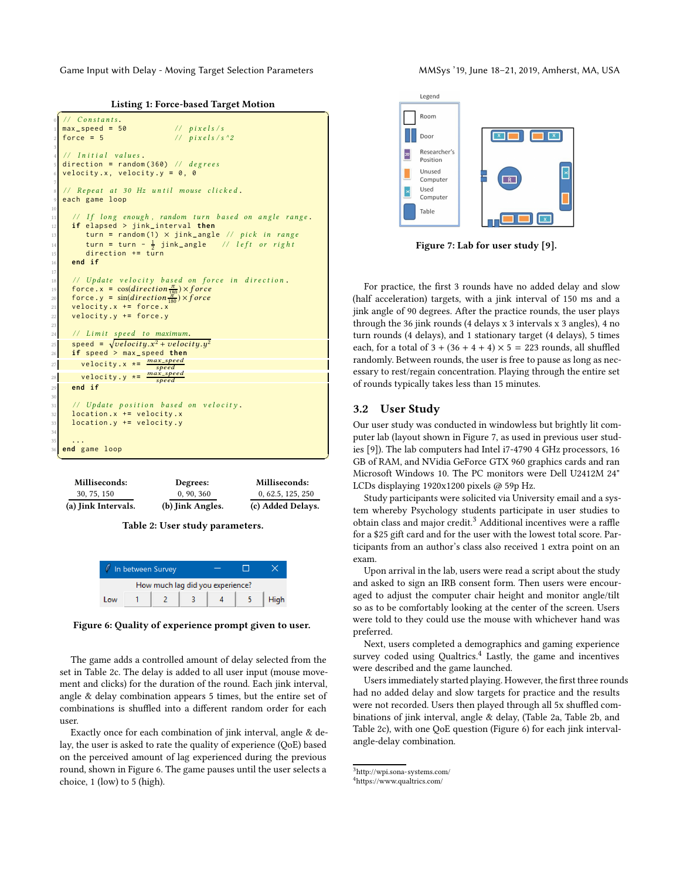**Listing 1: Force-based Target Motion**

```
// Constants.
max_speed = 50          // pixels/s
force = 5               // pixels/s^2

// Initial values.
direction = random(360)  // degrees
velocity.x, velocity.y = 0, 0

// Repeat at 30 Hz until mouse clicked.
each game loop

  // If long enough, random turn based on angle range.
  if elapsed > jink_interval then
     turn = random(1) × jink_angle  // pick in range
     turn = turn - ½ jink_angle    // left or right
     direction += turn
  end if

  // Update velocity based on force in direction.
  force.x = cos(direction π/180) × force
  force.y = sin(direction π/180) × force
  velocity.x += force.x
  velocity.y += force.y

  // Limit speed to maximum.
  speed = √(velocity.x² + velocity.y²)
  if speed > max_speed then
    velocity.x *= max_speed / speed
    velocity.y *= max_speed / speed
  end if

  // Update position based on velocity.
  location.x += velocity.x
  location.y += velocity.y

  ...
end game loop
```

| (a) Jink Intervals. | (b) Jink Angles. | (c) Added Delays. |
|---|---|---|
| Milliseconds: | Degrees: | Milliseconds: |
| 30, 75, 150 | 0, 90, 360 | 0, 62.5, 125, 250 |

Table 2: User study parameters.

In between Survey

How much lag did you experience?

Low | 1 | 2 | 3 | 4 | 5 | High

Figure 6: Quality of experience prompt given to user.

The game adds a controlled amount of delay selected from the set in Table 2c. The delay is added to all user input (mouse movement and clicks) for the duration of the round. Each jink interval, angle & delay combination appears 5 times, but the entire set of combinations is shuffled into a different random order for each user.

Exactly once for each combination of jink interval, angle & delay, the user is asked to rate the quality of experience (QoE) based on the perceived amount of lag experienced during the previous round, shown in Figure 6. The game pauses until the user selects a choice, 1 (low) to 5 (high).

Legend: Room, Door, Researcher's Position, Unused Computer, Used Computer, Table

Figure 7: Lab for user study [9].

For practice, the first 3 rounds have no added delay and slow (half acceleration) targets, with a jink interval of 150 ms and a jink angle of 90 degrees. After the practice rounds, the user plays through the 36 jink rounds (4 delays x 3 intervals x 3 angles), 4 no turn rounds (4 delays), and 1 stationary target (4 delays), 5 times each, for a total of $3 + (36 + 4 + 4) \times 5 = 223$ rounds, all shuffled randomly. Between rounds, the user is free to pause as long as necessary to rest/regain concentration. Playing through the entire set of rounds typically takes less than 15 minutes.

## 3.2 User Study

Our user study was conducted in windowless but brightly lit computer lab (layout shown in Figure 7, as used in previous user studies [9]). The lab computers had Intel i7-4790 4 GHz processors, 16 GB of RAM, and NVidia GeForce GTX 960 graphics cards and ran Microsoft Windows 10. The PC monitors were Dell U2412M 24" LCDs displaying 1920x1200 pixels @ 59p Hz.

Study participants were solicited via University email and a system whereby Psychology students participate in user studies to obtain class and major credit.[3] Additional incentives were a raffle for a $25 gift card and for the user with the lowest total score. Participants from an author's class also received 1 extra point on an exam.

Upon arrival in the lab, users were read a script about the study and asked to sign an IRB consent form. Then users were encouraged to adjust the computer chair height and monitor angle/tilt so as to be comfortably looking at the center of the screen. Users were told to they could use the mouse with whichever hand was preferred.

Next, users completed a demographics and gaming experience survey coded using Qualtrics.[4] Lastly, the game and incentives were described and the game launched.

Users immediately started playing. However, the first three rounds had no added delay and slow targets for practice and the results were not recorded. Users then played through all 5x shuffled combinations of jink interval, angle & delay, (Table 2a, Table 2b, and Table 2c), with one QoE question (Figure 6) for each jink interval-angle-delay combination.

[3] http://wpi.sona-systems.com/
[4] https://www.qualtrics.com/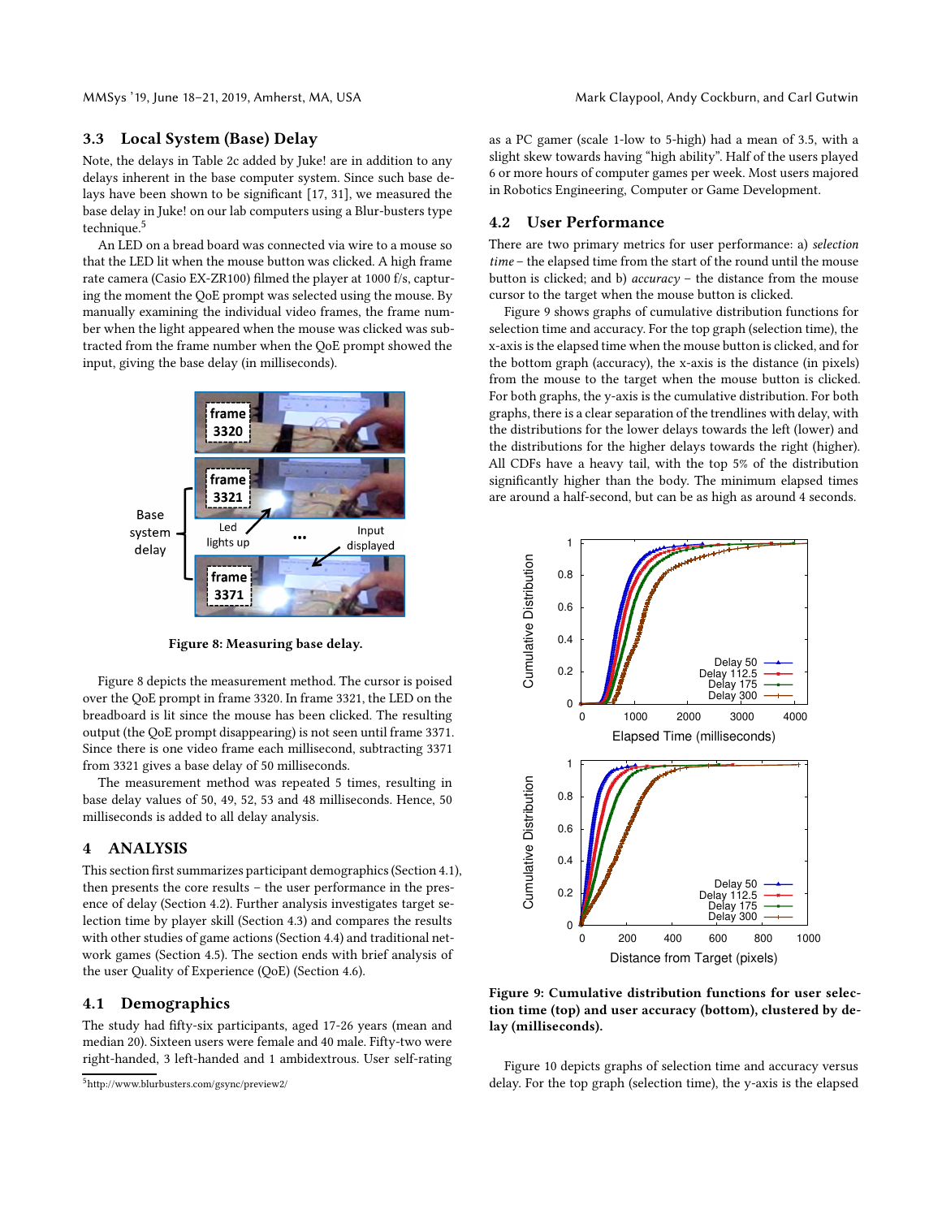### 3.3 Local System (Base) Delay

Note, the delays in Table 2c added by Juke! are in addition to any delays inherent in the base computer system. Since such base delays have been shown to be significant [17, 31], we measured the base delay in Juke! on our lab computers using a Blur-busters type technique.[5]

An LED on a bread board was connected via wire to a mouse so that the LED lit when the mouse button was clicked. A high frame rate camera (Casio EX-ZR100) filmed the player at 1000 f/s, capturing the moment the QoE prompt was selected using the mouse. By manually examining the individual video frames, the frame number when the light appeared when the mouse was clicked was subtracted from the frame number when the QoE prompt showed the input, giving the base delay (in milliseconds).

**Figure 8: Measuring base delay.**

Figure 8 depicts the measurement method. The cursor is poised over the QoE prompt in frame 3320. In frame 3321, the LED on the breadboard is lit since the mouse has been clicked. The resulting output (the QoE prompt disappearing) is not seen until frame 3371. Since there is one video frame each millisecond, subtracting 3371 from 3321 gives a base delay of 50 milliseconds.

The measurement method was repeated 5 times, resulting in base delay values of 50, 49, 52, 53 and 48 milliseconds. Hence, 50 milliseconds is added to all delay analysis.

## 4 ANALYSIS

This section first summarizes participant demographics (Section 4.1), then presents the core results – the user performance in the presence of delay (Section 4.2). Further analysis investigates target selection time by player skill (Section 4.3) and compares the results with other studies of game actions (Section 4.4) and traditional network games (Section 4.5). The section ends with brief analysis of the user Quality of Experience (QoE) (Section 4.6).

### 4.1 Demographics

The study had fifty-six participants, aged 17-26 years (mean and median 20). Sixteen users were female and 40 male. Fifty-two were right-handed, 3 left-handed and 1 ambidextrous. User self-rating as a PC gamer (scale 1-low to 5-high) had a mean of 3.5, with a slight skew towards having "high ability". Half of the users played 6 or more hours of computer games per week. Most users majored in Robotics Engineering, Computer or Game Development.

### 4.2 User Performance

There are two primary metrics for user performance: a) *selection time* – the elapsed time from the start of the round until the mouse button is clicked; and b) *accuracy* – the distance from the mouse cursor to the target when the mouse button is clicked.

Figure 9 shows graphs of cumulative distribution functions for selection time and accuracy. For the top graph (selection time), the x-axis is the elapsed time when the mouse button is clicked, and for the bottom graph (accuracy), the x-axis is the distance (in pixels) from the mouse to the target when the mouse button is clicked. For both graphs, the y-axis is the cumulative distribution. For both graphs, there is a clear separation of the trendlines with delay, with the distributions for the lower delays towards the left (lower) and the distributions for the higher delays towards the right (higher). All CDFs have a heavy tail, with the top 5% of the distribution significantly higher than the body. The minimum elapsed times are around a half-second, but can be as high as around 4 seconds.

**Figure 9: Cumulative distribution functions for user selection time (top) and user accuracy (bottom), clustered by delay (milliseconds).**

Figure 10 depicts graphs of selection time and accuracy versus delay. For the top graph (selection time), the y-axis is the elapsed

[5] http://www.blurbusters.com/gsync/preview2/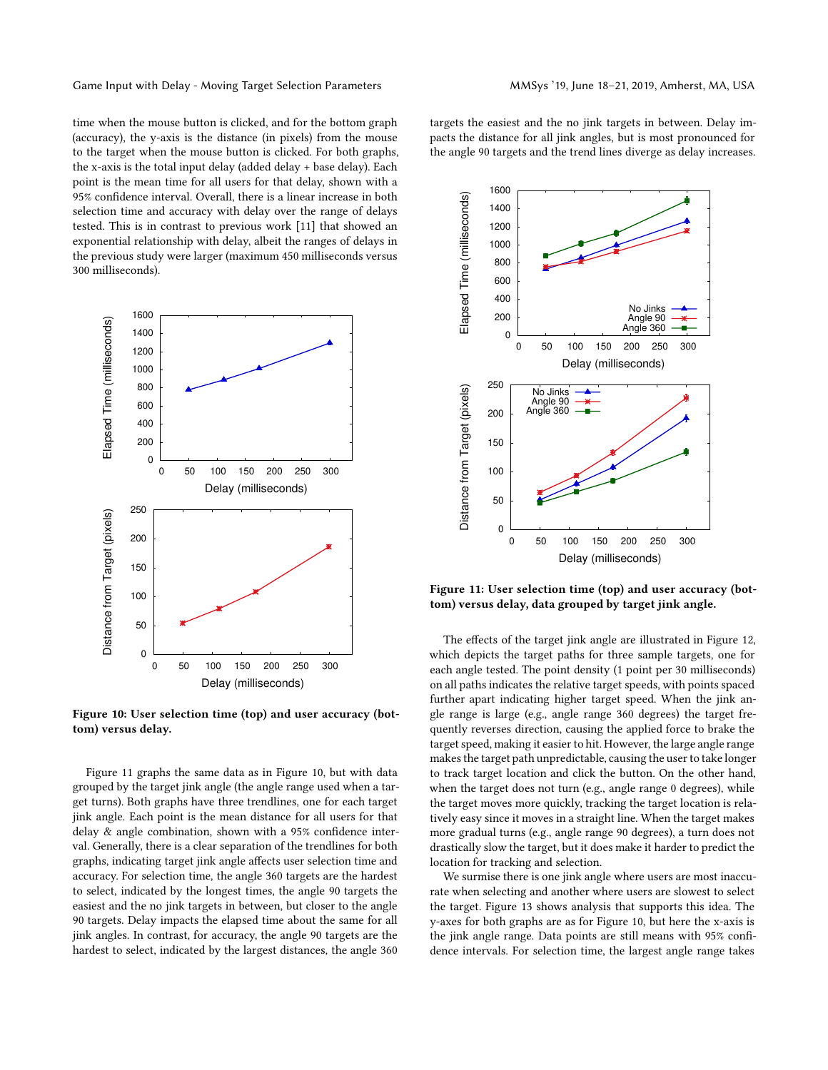time when the mouse button is clicked, and for the bottom graph (accuracy), the y-axis is the distance (in pixels) from the mouse to the target when the mouse button is clicked. For both graphs, the x-axis is the total input delay (added delay + base delay). Each point is the mean time for all users for that delay, shown with a 95% confidence interval. Overall, there is a linear increase in both selection time and accuracy with delay over the range of delays tested. This is in contrast to previous work [11] that showed an exponential relationship with delay, albeit the ranges of delays in the previous study were larger (maximum 450 milliseconds versus 300 milliseconds).

**Figure 10: User selection time (top) and user accuracy (bottom) versus delay.**

Figure 11 graphs the same data as in Figure 10, but with data grouped by the target jink angle (the angle range used when a target turns). Both graphs have three trendlines, one for each target jink angle. Each point is the mean distance for all users for that delay & angle combination, shown with a 95% confidence interval. Generally, there is a clear separation of the trendlines for both graphs, indicating target jink angle affects user selection time and accuracy. For selection time, the angle 360 targets are the hardest to select, indicated by the longest times, the angle 90 targets the easiest and the no jink targets in between, but closer to the angle 90 targets. Delay impacts the elapsed time about the same for all jink angles. In contrast, for accuracy, the angle 90 targets are the hardest to select, indicated by the largest distances, the angle 360 targets the easiest and the no jink targets in between. Delay impacts the distance for all jink angles, but is most pronounced for the angle 90 targets and the trend lines diverge as delay increases.

**Figure 11: User selection time (top) and user accuracy (bottom) versus delay, data grouped by target jink angle.**

The effects of the target jink angle are illustrated in Figure 12, which depicts the target paths for three sample targets, one for each angle tested. The point density (1 point per 30 milliseconds) on all paths indicates the relative target speeds, with points spaced further apart indicating higher target speed. When the jink angle range is large (e.g., angle range 360 degrees) the target frequently reverses direction, causing the applied force to brake the target speed, making it easier to hit. However, the large angle range makes the target path unpredictable, causing the user to take longer to track target location and click the button. On the other hand, when the target does not turn (e.g., angle range 0 degrees), while the target moves more quickly, tracking the target location is relatively easy since it moves in a straight line. When the target makes more gradual turns (e.g., angle range 90 degrees), a turn does not drastically slow the target, but it does make it harder to predict the location for tracking and selection.

We surmise there is one jink angle where users are most inaccurate when selecting and another where users are slowest to select the target. Figure 13 shows analysis that supports this idea. The y-axes for both graphs are as for Figure 10, but here the x-axis is the jink angle range. Data points are still means with 95% confidence intervals. For selection time, the largest angle range takes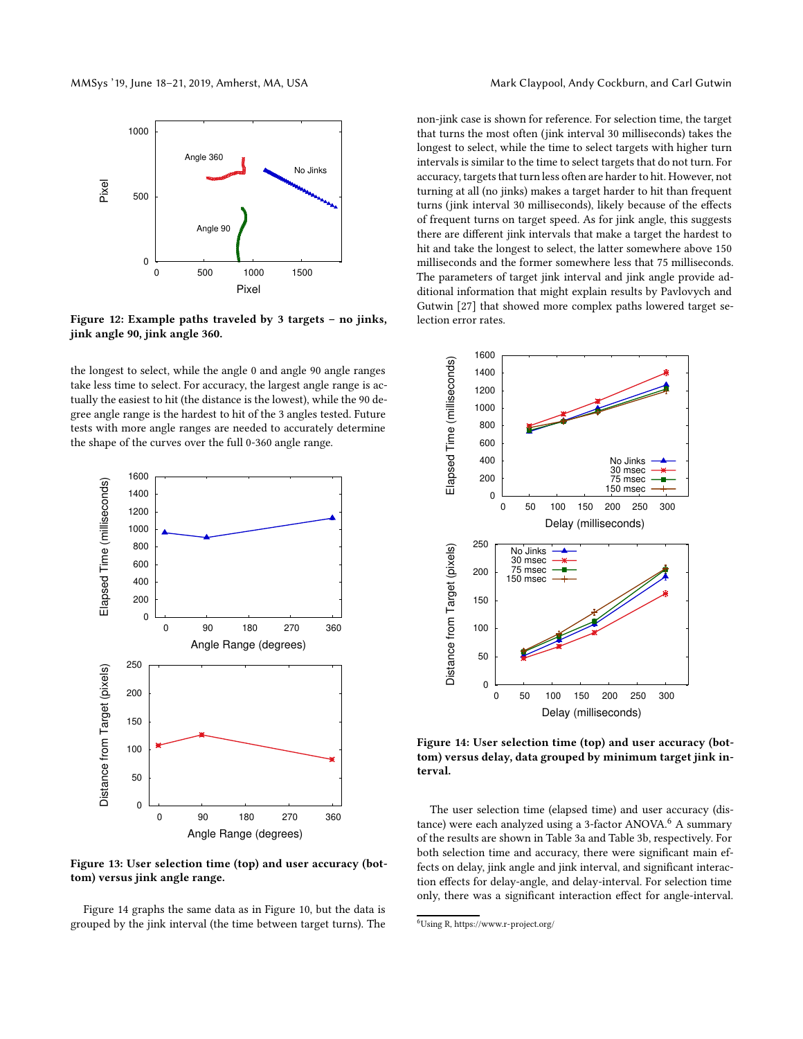Figure 12: Example paths traveled by 3 targets – no jinks, jink angle 90, jink angle 360.

the longest to select, while the angle 0 and angle 90 angle ranges take less time to select. For accuracy, the largest angle range is actually the easiest to hit (the distance is the lowest), while the 90 degree angle range is the hardest to hit of the 3 angles tested. Future tests with more angle ranges are needed to accurately determine the shape of the curves over the full 0-360 angle range.

Figure 13: User selection time (top) and user accuracy (bottom) versus jink angle range.

Figure 14 graphs the same data as in Figure 10, but the data is grouped by the jink interval (the time between target turns). The non-jink case is shown for reference. For selection time, the target that turns the most often (jink interval 30 milliseconds) takes the longest to select, while the time to select targets with higher turn intervals is similar to the time to select targets that do not turn. For accuracy, targets that turn less often are harder to hit. However, not turning at all (no jinks) makes a target harder to hit than frequent turns (jink interval 30 milliseconds), likely because of the effects of frequent turns on target speed. As for jink angle, this suggests there are different jink intervals that make a target the hardest to hit and take the longest to select, the latter somewhere above 150 milliseconds and the former somewhere less that 75 milliseconds. The parameters of target jink interval and jink angle provide additional information that might explain results by Pavlovych and Gutwin [27] that showed more complex paths lowered target selection error rates.

Figure 14: User selection time (top) and user accuracy (bottom) versus delay, data grouped by minimum target jink interval.

The user selection time (elapsed time) and user accuracy (distance) were each analyzed using a 3-factor ANOVA.[6] A summary of the results are shown in Table 3a and Table 3b, respectively. For both selection time and accuracy, there were significant main effects on delay, jink angle and jink interval, and significant interaction effects for delay-angle, and delay-interval. For selection time only, there was a significant interaction effect for angle-interval.

[6] Using R, https://www.r-project.org/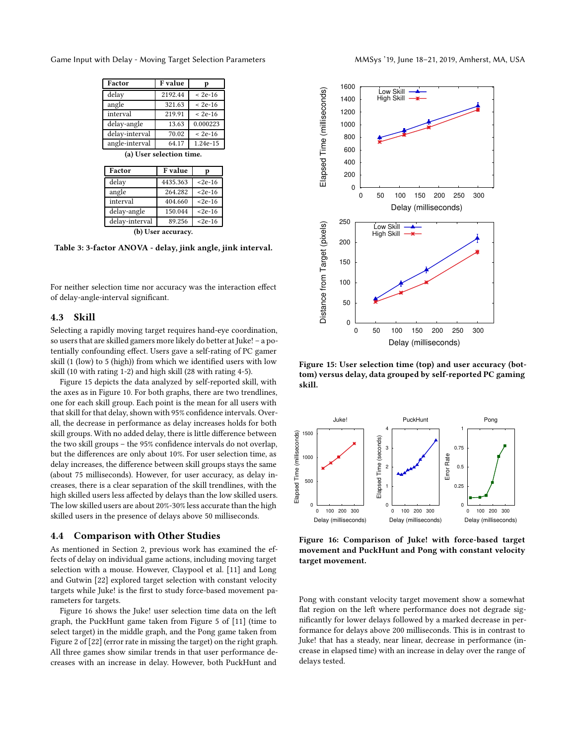| Factor | F value | p |
|---|---|---|
| delay | 2192.44 | < 2e-16 |
| angle | 321.63 | < 2e-16 |
| interval | 219.91 | < 2e-16 |
| delay-angle | 13.63 | 0.000223 |
| delay-interval | 70.02 | < 2e-16 |
| angle-interval | 64.17 | 1.24e-15 |

**(a) User selection time.**

| Factor | F value | p |
|---|---|---|
| delay | 4435.363 | <2e-16 |
| angle | 264.282 | <2e-16 |
| interval | 404.660 | <2e-16 |
| delay-angle | 150.044 | <2e-16 |
| delay-interval | 89.256 | <2e-16 |

**(b) User accuracy.**

**Table 3: 3-factor ANOVA - delay, jink angle, jink interval.**

For neither selection time nor accuracy was the interaction effect of delay-angle-interval significant.

## 4.3 Skill

Selecting a rapidly moving target requires hand-eye coordination, so users that are skilled gamers more likely do better at Juke! – a potentially confounding effect. Users gave a self-rating of PC gamer skill (1 (low) to 5 (high)) from which we identified users with low skill (10 with rating 1-2) and high skill (28 with rating 4-5).

Figure 15 depicts the data analyzed by self-reported skill, with the axes as in Figure 10. For both graphs, there are two trendlines, one for each skill group. Each point is the mean for all users with that skill for that delay, shown with 95% confidence intervals. Overall, the decrease in performance as delay increases holds for both skill groups. With no added delay, there is little difference between the two skill groups – the 95% confidence intervals do not overlap, but the differences are only about 10%. For user selection time, as delay increases, the difference between skill groups stays the same (about 75 milliseconds). However, for user accuracy, as delay increases, there is a clear separation of the skill trendlines, with the high skilled users less affected by delays than the low skilled users. The low skilled users are about 20%-30% less accurate than the high skilled users in the presence of delays above 50 milliseconds.

**Figure 15: User selection time (top) and user accuracy (bottom) versus delay, data grouped by self-reported PC gaming skill.**

## 4.4 Comparison with Other Studies

As mentioned in Section 2, previous work has examined the effects of delay on individual game actions, including moving target selection with a mouse. However, Claypool et al. [11] and Long and Gutwin [22] explored target selection with constant velocity targets while Juke! is the first to study force-based movement parameters for targets.

Figure 16 shows the Juke! user selection time data on the left graph, the PuckHunt game taken from Figure 5 of [11] (time to select target) in the middle graph, and the Pong game taken from Figure 2 of [22] (error rate in missing the target) on the right graph. All three games show similar trends in that user performance decreases with an increase in delay. However, both PuckHunt and Pong with constant velocity target movement show a somewhat flat region on the left where performance does not degrade significantly for lower delays followed by a marked decrease in performance for delays above 200 milliseconds. This is in contrast to Juke! that has a steady, near linear, decrease in performance (increase in elapsed time) with an increase in delay over the range of delays tested.

**Figure 16: Comparison of Juke! with force-based target movement and PuckHunt and Pong with constant velocity target movement.**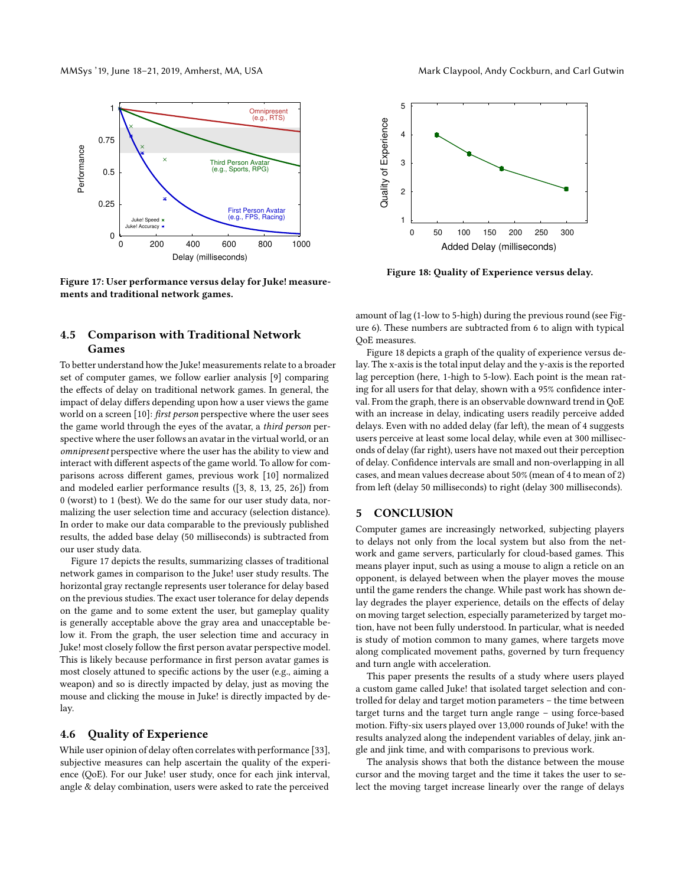Figure 17: User performance versus delay for Juke! measurements and traditional network games.

Figure 18: Quality of Experience versus delay.

### 4.5 Comparison with Traditional Network Games

To better understand how the Juke! measurements relate to a broader set of computer games, we follow earlier analysis [9] comparing the effects of delay on traditional network games. In general, the impact of delay differs depending upon how a user views the game world on a screen [10]: *first person* perspective where the user sees the game world through the eyes of the avatar, a *third person* perspective where the user follows an avatar in the virtual world, or an *omnipresent* perspective where the user has the ability to view and interact with different aspects of the game world. To allow for comparisons across different games, previous work [10] normalized and modeled earlier performance results ([3, 8, 13, 25, 26]) from 0 (worst) to 1 (best). We do the same for our user study data, normalizing the user selection time and accuracy (selection distance). In order to make our data comparable to the previously published results, the added base delay (50 milliseconds) is subtracted from our user study data.

Figure 17 depicts the results, summarizing classes of traditional network games in comparison to the Juke! user study results. The horizontal gray rectangle represents user tolerance for delay based on the previous studies. The exact user tolerance for delay depends on the game and to some extent the user, but gameplay quality is generally acceptable above the gray area and unacceptable below it. From the graph, the user selection time and accuracy in Juke! most closely follow the first person avatar perspective model. This is likely because performance in first person avatar games is most closely attuned to specific actions by the user (e.g., aiming a weapon) and so is directly impacted by delay, just as moving the mouse and clicking the mouse in Juke! is directly impacted by delay.

### 4.6 Quality of Experience

While user opinion of delay often correlates with performance [33], subjective measures can help ascertain the quality of the experience (QoE). For our Juke! user study, once for each jink interval, angle & delay combination, users were asked to rate the perceived amount of lag (1-low to 5-high) during the previous round (see Figure 6). These numbers are subtracted from 6 to align with typical QoE measures.

Figure 18 depicts a graph of the quality of experience versus delay. The x-axis is the total input delay and the y-axis is the reported lag perception (here, 1-high to 5-low). Each point is the mean rating for all users for that delay, shown with a 95% confidence interval. From the graph, there is an observable downward trend in QoE with an increase in delay, indicating users readily perceive added delays. Even with no added delay (far left), the mean of 4 suggests users perceive at least some local delay, while even at 300 milliseconds of delay (far right), users have not maxed out their perception of delay. Confidence intervals are small and non-overlapping in all cases, and mean values decrease about 50% (mean of 4 to mean of 2) from left (delay 50 milliseconds) to right (delay 300 milliseconds).

## 5 CONCLUSION

Computer games are increasingly networked, subjecting players to delays not only from the local system but also from the network and game servers, particularly for cloud-based games. This means player input, such as using a mouse to align a reticle on an opponent, is delayed between when the player moves the mouse until the game renders the change. While past work has shown delay degrades the player experience, details on the effects of delay on moving target selection, especially parameterized by target motion, have not been fully understood. In particular, what is needed is study of motion common to many games, where targets move along complicated movement paths, governed by turn frequency and turn angle with acceleration.

This paper presents the results of a study where users played a custom game called Juke! that isolated target selection and controlled for delay and target motion parameters – the time between target turns and the target turn angle range – using force-based motion. Fifty-six users played over 13,000 rounds of Juke! with the results analyzed along the independent variables of delay, jink angle and jink time, and with comparisons to previous work.

The analysis shows that both the distance between the mouse cursor and the moving target and the time it takes the user to select the moving target increase linearly over the range of delays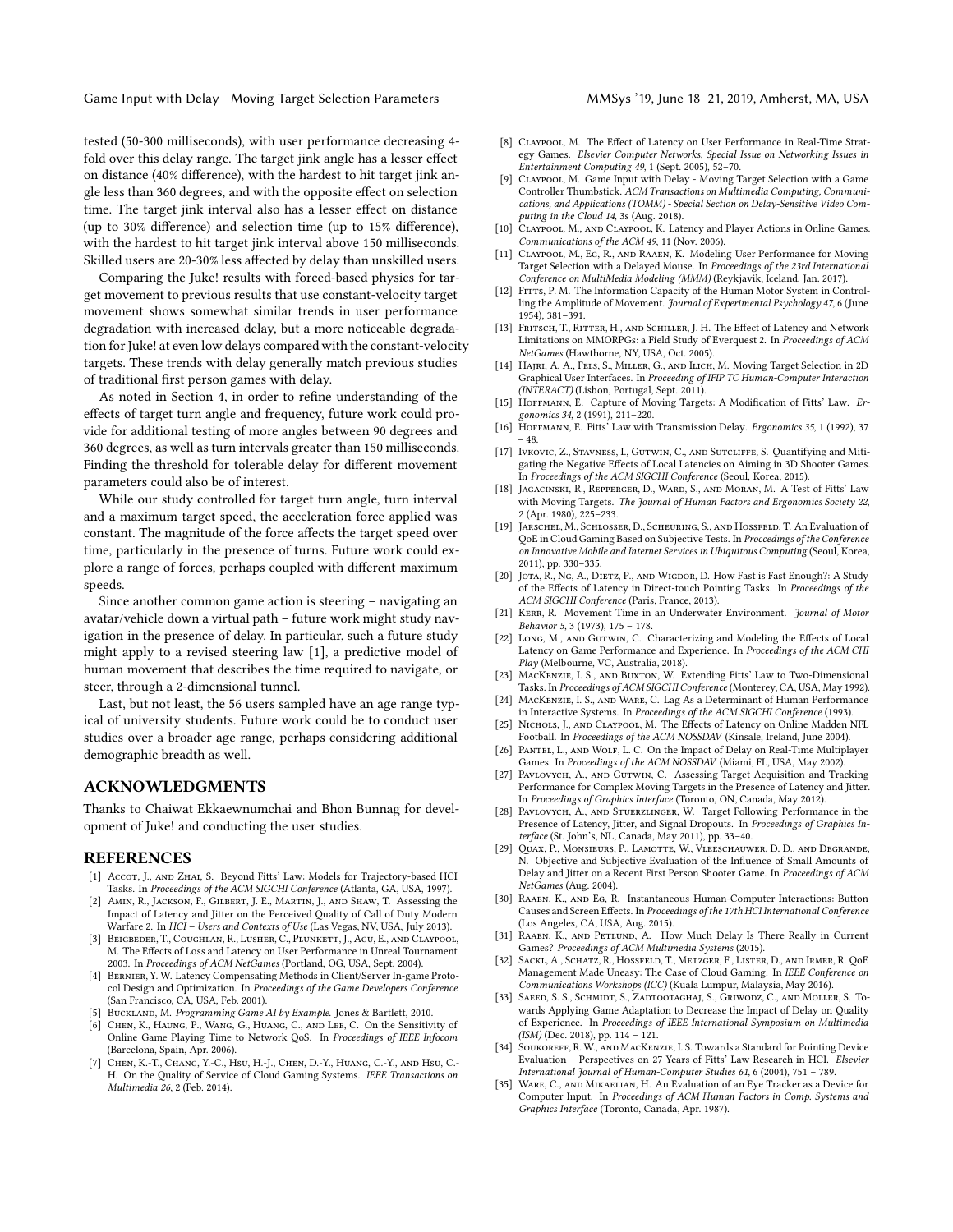tested (50-300 milliseconds), with user performance decreasing 4-fold over this delay range. The target jink angle has a lesser effect on distance (40% difference), with the hardest to hit target jink angle less than 360 degrees, and with the opposite effect on selection time. The target jink interval also has a lesser effect on distance (up to 30% difference) and selection time (up to 15% difference), with the hardest to hit target jink interval above 150 milliseconds. Skilled users are 20-30% less affected by delay than unskilled users.

Comparing the Juke! results with forced-based physics for target movement to previous results that use constant-velocity target movement shows somewhat similar trends in user performance degradation with increased delay, but a more noticeable degradation for Juke! at even low delays compared with the constant-velocity targets. These trends with delay generally match previous studies of traditional first person games with delay.

As noted in Section 4, in order to refine understanding of the effects of target turn angle and frequency, future work could provide for additional testing of more angles between 90 degrees and 360 degrees, as well as turn intervals greater than 150 milliseconds. Finding the threshold for tolerable delay for different movement parameters could also be of interest.

While our study controlled for target turn angle, turn interval and a maximum target speed, the acceleration force applied was constant. The magnitude of the force affects the target speed over time, particularly in the presence of turns. Future work could explore a range of forces, perhaps coupled with different maximum speeds.

Since another common game action is steering – navigating an avatar/vehicle down a virtual path – future work might study navigation in the presence of delay. In particular, such a future study might apply to a revised steering law [1], a predictive model of human movement that describes the time required to navigate, or steer, through a 2-dimensional tunnel.

Last, but not least, the 56 users sampled have an age range typical of university students. Future work could be to conduct user studies over a broader age range, perhaps considering additional demographic breadth as well.

## ACKNOWLEDGMENTS

Thanks to Chaiwat Ekkaewnumchai and Bhon Bunnag for development of Juke! and conducting the user studies.

## REFERENCES

[1] Accot, J., and Zhai, S. Beyond Fitts' Law: Models for Trajectory-based HCI Tasks. In *Proceedings of the ACM SIGCHI Conference* (Atlanta, GA, USA, 1997).

[2] Amin, R., Jackson, F., Gilbert, J. E., Martin, J., and Shaw, T. Assessing the Impact of Latency and Jitter on the Perceived Quality of Call of Duty Modern Warfare 2. In *HCI – Users and Contexts of Use* (Las Vegas, NV, USA, July 2013).

[3] Beigbeder, T., Coughlan, R., Lusher, C., Plunkett, J., Agu, E., and Claypool, M. The Effects of Loss and Latency on User Performance in Unreal Tournament 2003. In *Proceedings of ACM NetGames* (Portland, OG, USA, Sept. 2004).

[4] Bernier, Y. W. Latency Compensating Methods in Client/Server In-game Protocol Design and Optimization. In *Proceedings of the Game Developers Conference* (San Francisco, CA, USA, Feb. 2001).

[5] Buckland, M. *Programming Game AI by Example*. Jones & Bartlett, 2010.

[6] Chen, K., Haung, P., Wang, G., Huang, C., and Lee, C. On the Sensitivity of Online Game Playing Time to Network QoS. In *Proceedings of IEEE Infocom* (Barcelona, Spain, Apr. 2006).

[7] Chen, K.-T., Chang, Y.-C., Hsu, H.-J., Chen, D.-Y., Huang, C.-Y., and Hsu, C.-H. On the Quality of Service of Cloud Gaming Systems. *IEEE Transactions on Multimedia 26*, 2 (Feb. 2014).

[8] Claypool, M. The Effect of Latency on User Performance in Real-Time Strategy Games. *Elsevier Computer Networks, Special Issue on Networking Issues in Entertainment Computing 49*, 1 (Sept. 2005), 52–70.

[9] Claypool, M. Game Input with Delay - Moving Target Selection with a Game Controller Thumbstick. *ACM Transactions on Multimedia Computing, Communications, and Applications (TOMM) - Special Section on Delay-Sensitive Video Computing in the Cloud 14*, 3s (Aug. 2018).

[10] Claypool, M., and Claypool, K. Latency and Player Actions in Online Games. *Communications of the ACM 49*, 11 (Nov. 2006).

[11] Claypool, M., Eg, R., and Raaen, K. Modeling User Performance for Moving Target Selection with a Delayed Mouse. In *Proceedings of the 23rd International Conference on MultiMedia Modeling (MMM)* (Reykjavik, Iceland, Jan. 2017).

[12] Fitts, P. M. The Information Capacity of the Human Motor System in Controlling the Amplitude of Movement. *Journal of Experimental Psychology 47*, 6 (June 1954), 381–391.

[13] Fritsch, T., Ritter, H., and Schiller, J. H. The Effect of Latency and Network Limitations on MMORPGs: a Field Study of Everquest 2. In *Proceedings of ACM NetGames* (Hawthorne, NY, USA, Oct. 2005).

[14] Hajri, A. A., Fels, S., Miller, G., and Ilich, M. Moving Target Selection in 2D Graphical User Interfaces. In *Proceeding of IFIP TC Human-Computer Interaction (INTERACT)* (Lisbon, Portugal, Sept. 2011).

[15] Hoffmann, E. Capture of Moving Targets: A Modification of Fitts' Law. *Ergonomics 34*, 2 (1991), 211–220.

[16] Hoffmann, E. Fitts' Law with Transmission Delay. *Ergonomics 35*, 1 (1992), 37 – 48.

[17] Ivkovic, Z., Stavness, I., Gutwin, C., and Sutcliffe, S. Quantifying and Mitigating the Negative Effects of Local Latencies on Aiming in 3D Shooter Games. In *Proceedings of the ACM SIGCHI Conference* (Seoul, Korea, 2015).

[18] Jagacinski, R., Repperger, D., Ward, S., and Moran, M. A Test of Fitts' Law with Moving Targets. *The Journal of Human Factors and Ergonomics Society 22*, 2 (Apr. 1980), 225–233.

[19] Jarschel, M., Schlosser, D., Scheuring, S., and Hossfeld, T. An Evaluation of QoE in Cloud Gaming Based on Subjective Tests. In *Proccedings of the Conference on Innovative Mobile and Internet Services in Ubiquitous Computing* (Seoul, Korea, 2011), pp. 330–335.

[20] Jota, R., Ng, A., Dietz, P., and Wigdor, D. How Fast is Fast Enough?: A Study of the Effects of Latency in Direct-touch Pointing Tasks. In *Proceedings of the ACM SIGCHI Conference* (Paris, France, 2013).

[21] Kerr, R. Movement Time in an Underwater Environment. *Journal of Motor Behavior 5*, 3 (1973), 175 – 178.

[22] Long, M., and Gutwin, C. Characterizing and Modeling the Effects of Local Latency on Game Performance and Experience. In *Proceedings of the ACM CHI Play* (Melbourne, VC, Australia, 2018).

[23] MacKenzie, I. S., and Buxton, W. Extending Fitts' Law to Two-Dimensional Tasks. In *Proceedings of ACM SIGCHI Conference* (Monterey, CA, USA, May 1992).

[24] MacKenzie, I. S., and Ware, C. Lag As a Determinant of Human Performance in Interactive Systems. In *Proceedings of the ACM SIGCHI Conference* (1993).

[25] Nichols, J., and Claypool, M. The Effects of Latency on Online Madden NFL Football. In *Proceedings of the ACM NOSSDAV* (Kinsale, Ireland, June 2004).

[26] Pantel, L., and Wolf, L. C. On the Impact of Delay on Real-Time Multiplayer Games. In *Proceedings of the ACM NOSSDAV* (Miami, FL, USA, May 2002).

[27] Pavlovych, A., and Gutwin, C. Assessing Target Acquisition and Tracking Performance for Complex Moving Targets in the Presence of Latency and Jitter. In *Proceedings of Graphics Interface* (Toronto, ON, Canada, May 2012).

[28] Pavlovych, A., and Stuerzlinger, W. Target Following Performance in the Presence of Latency, Jitter, and Signal Dropouts. In *Proceedings of Graphics Interface* (St. John's, NL, Canada, May 2011), pp. 33–40.

[29] Quax, P., Monsieurs, P., Lamotte, W., Vleeschauwer, D. D., and Degrande, N. Objective and Subjective Evaluation of the Influence of Small Amounts of Delay and Jitter on a Recent First Person Shooter Game. In *Proceedings of ACM NetGames* (Aug. 2004).

[30] Raaen, K., and Eg, R. Instantaneous Human-Computer Interactions: Button Causes and Screen Effects. In *Proceedings of the 17th HCI International Conference* (Los Angeles, CA, USA, Aug. 2015).

[31] Raaen, K., and Petlund, A. How Much Delay Is There Really in Current Games? *Proceedings of ACM Multimedia Systems* (2015).

[32] Sackl, A., Schatz, R., Hossfeld, T., Metzger, F., Lister, D., and Irmer, R. QoE Management Made Uneasy: The Case of Cloud Gaming. In *IEEE Conference on Communications Workshops (ICC)* (Kuala Lumpur, Malaysia, May 2016).

[33] Saeed, S. S., Schmidt, S., Zadtootaghaj, S., Griwodz, C., and Moller, S. Towards Applying Game Adaptation to Decrease the Impact of Delay on Quality of Experience. In *Proceedings of IEEE International Symposium on Multimedia (ISM)* (Dec. 2018), pp. 114 – 121.

[34] Soukoreff, R. W., and MacKenzie, I. S. Towards a Standard for Pointing Device Evaluation – Perspectives on 27 Years of Fitts' Law Research in HCI. *Elsevier International Journal of Human-Computer Studies 61*, 6 (2004), 751 – 789.

[35] Ware, C., and Mikaelian, H. An Evaluation of an Eye Tracker as a Device for Computer Input. In *Proceedings of ACM Human Factors in Comp. Systems and Graphics Interface* (Toronto, Canada, Apr. 1987).